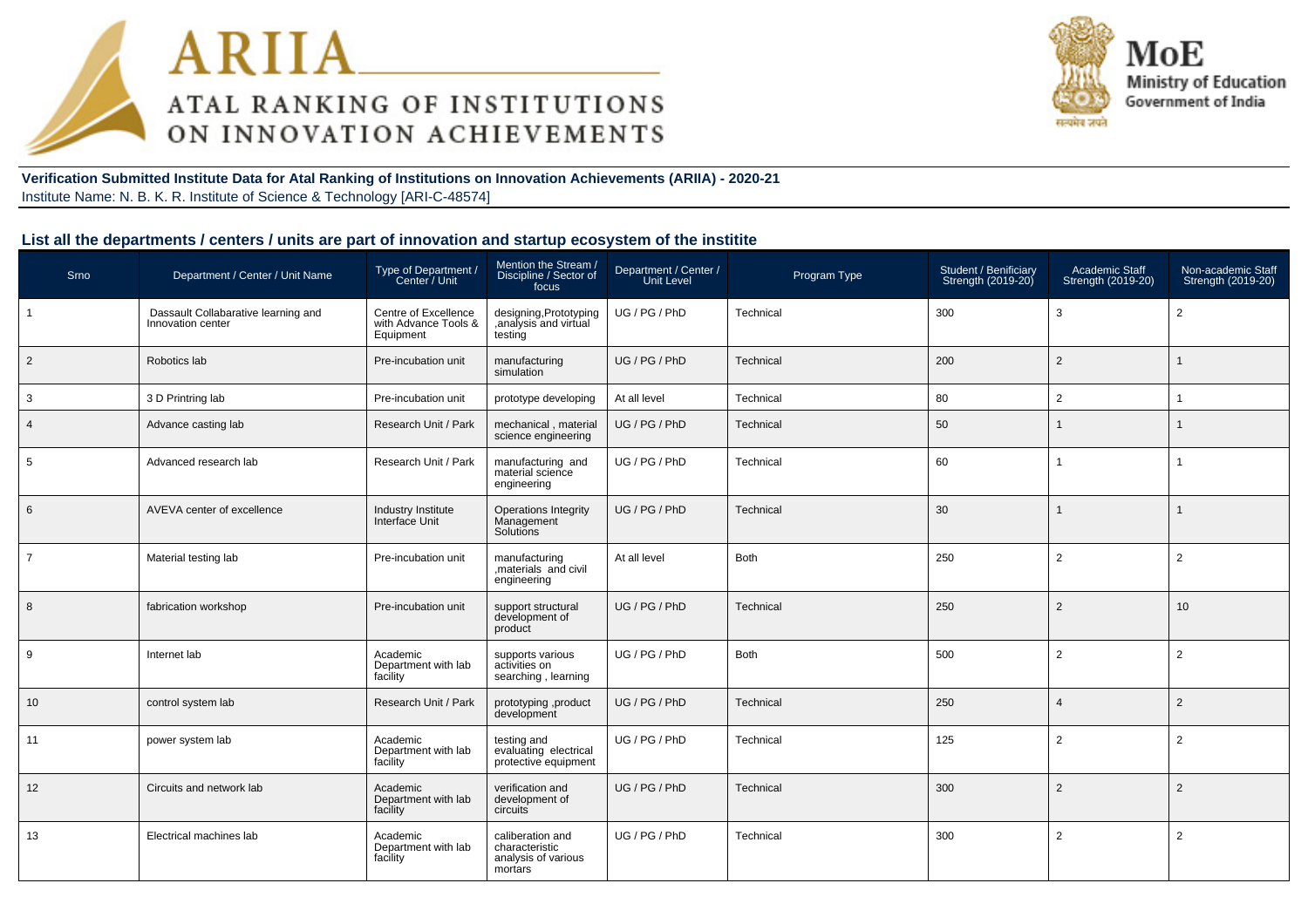**Verification Submitted Institute Data for Atal Ranking of Institutions on Innovation Achievements (ARIIA) - 2020-21**
Institute Name: N. B. K. R. Institute of Science & Technology [ARI-C-48574]

## List all the departments / centers / units are part of innovation and startup ecosystem of the institite

| Srno | Department / Center / Unit Name | Type of Department / Center / Unit | Mention the Stream / Discipline / Sector of focus | Department / Center / Unit Level | Program Type | Student / Benificiary Strength (2019-20) | Academic Staff Strength (2019-20) | Non-academic Staff Strength (2019-20) |
|---|---|---|---|---|---|---|---|---|
| 1 | Dassault Collabarative learning and Innovation center | Centre of Excellence with Advance Tools & Equipment | designing,Prototyping ,analysis and virtual testing | UG / PG / PhD | Technical | 300 | 3 | 2 |
| 2 | Robotics lab | Pre-incubation unit | manufacturing simulation | UG / PG / PhD | Technical | 200 | 2 | 1 |
| 3 | 3 D Printring lab | Pre-incubation unit | prototype developing | At all level | Technical | 80 | 2 | 1 |
| 4 | Advance casting lab | Research Unit / Park | mechanical , material science engineering | UG / PG / PhD | Technical | 50 | 1 | 1 |
| 5 | Advanced research lab | Research Unit / Park | manufacturing and material science engineering | UG / PG / PhD | Technical | 60 | 1 | 1 |
| 6 | AVEVA center of excellence | Industry Institute Interface Unit | Operations Integrity Management Solutions | UG / PG / PhD | Technical | 30 | 1 | 1 |
| 7 | Material testing lab | Pre-incubation unit | manufacturing ,materials and civil engineering | At all level | Both | 250 | 2 | 2 |
| 8 | fabrication workshop | Pre-incubation unit | support structural development of product | UG / PG / PhD | Technical | 250 | 2 | 10 |
| 9 | Internet lab | Academic Department with lab facility | supports various activities on searching , learning | UG / PG / PhD | Both | 500 | 2 | 2 |
| 10 | control system lab | Research Unit / Park | prototyping ,product development | UG / PG / PhD | Technical | 250 | 4 | 2 |
| 11 | power system lab | Academic Department with lab facility | testing and evaluating electrical protective equipment | UG / PG / PhD | Technical | 125 | 2 | 2 |
| 12 | Circuits and network lab | Academic Department with lab facility | verification and development of circuits | UG / PG / PhD | Technical | 300 | 2 | 2 |
| 13 | Electrical machines lab | Academic Department with lab facility | caliberation and characteristic analysis of various mortars | UG / PG / PhD | Technical | 300 | 2 | 2 |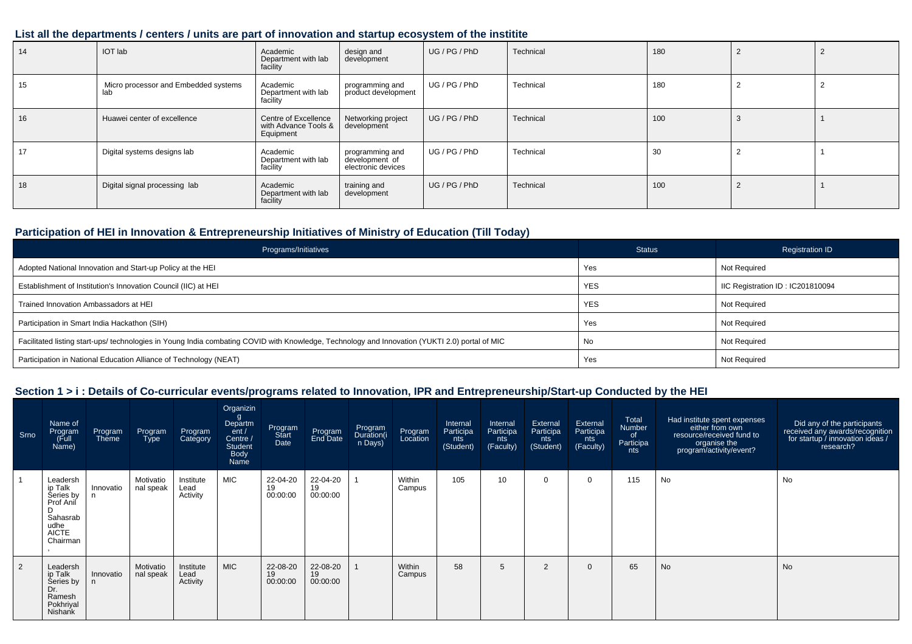## List all the departments / centers / units are part of innovation and startup ecosystem of the institite

| | | | | | | | | |
|---|---|---|---|---|---|---|---|---|
| 14 | IOT lab | Academic Department with lab facility | design and development | UG / PG / PhD | Technical | 180 | 2 | 2 |
| 15 | Micro processor and Embedded systems lab | Academic Department with lab facility | programming and product development | UG / PG / PhD | Technical | 180 | 2 | 2 |
| 16 | Huawei center of excellence | Centre of Excellence with Advance Tools & Equipment | Networking project development | UG / PG / PhD | Technical | 100 | 3 | 1 |
| 17 | Digital systems designs lab | Academic Department with lab facility | programming and development of electronic devices | UG / PG / PhD | Technical | 30 | 2 | 1 |
| 18 | Digital signal processing lab | Academic Department with lab facility | training and development | UG / PG / PhD | Technical | 100 | 2 | 1 |

## Participation of HEI in Innovation & Entrepreneurship Initiatives of Ministry of Education (Till Today)

| Programs/Initiatives | Status | Registration ID |
|---|---|---|
| Adopted National Innovation and Start-up Policy at the HEI | Yes | Not Required |
| Establishment of Institution's Innovation Council (IIC) at HEI | YES | IIC Registration ID : IC201810094 |
| Trained Innovation Ambassadors at HEI | YES | Not Required |
| Participation in Smart India Hackathon (SIH) | Yes | Not Required |
| Facilitated listing start-ups/ technologies in Young India combating COVID with Knowledge, Technology and Innovation (YUKTI 2.0) portal of MIC | No | Not Required |
| Participation in National Education Alliance of Technology (NEAT) | Yes | Not Required |

## Section 1 > i : Details of Co-curricular events/programs related to Innovation, IPR and Entrepreneurship/Start-up Conducted by the HEI

| Srno | Name of Program (Full Name) | Program Theme | Program Type | Program Category | Organizing Department / Centre / Student Body Name | Program Start Date | Program End Date | Program Duration(in Days) | Program Location | Internal Participants (Student) | Internal Participants (Faculty) | External Participants (Student) | External Participants (Faculty) | Total Number of Participants | Had institute spent expenses either from own resource/received fund to organise the program/activity/event? | Did any of the participants received any awards/recognition for startup / innovation ideas / research? |
|---|---|---|---|---|---|---|---|---|---|---|---|---|---|---|---|---|
| 1 | Leadership Talk Series by Prof Anil D Sahasrabudhe AICTE Chairman , | Innovation | Motivational speak | Institute Lead Activity | MIC | 22-04-2019 00:00:00 | 22-04-2019 00:00:00 | 1 | Within Campus | 105 | 10 | 0 | 0 | 115 | No | No |
| 2 | Leadership Talk Series by Dr. Ramesh Pokhriyal Nishank | Innovation | Motivational speak | Institute Lead Activity | MIC | 22-08-2019 00:00:00 | 22-08-2019 00:00:00 | 1 | Within Campus | 58 | 5 | 2 | 0 | 65 | No | No |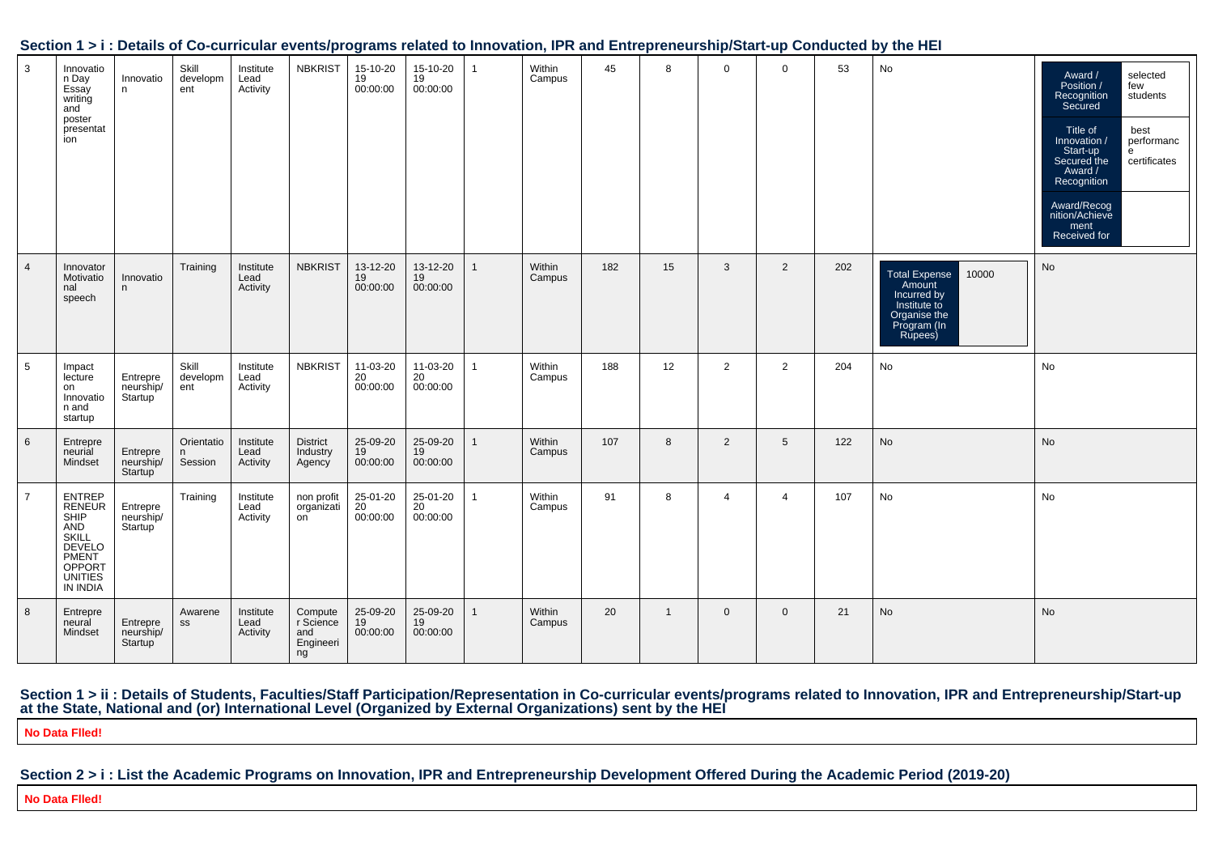## Section 1 > i : Details of Co-curricular events/programs related to Innovation, IPR and Entrepreneurship/Start-up Conducted by the HEI

| | | | | | | | | | | | | | | | | |
|---|---|---|---|---|---|---|---|---|---|---|---|---|---|---|---|---|
| 3 | Innovation Day Essay writing and poster presentation | Innovation | Skill development | Institute Lead Activity | NBKRIST | 15-10-2019 00:00:00 | 15-10-2019 00:00:00 | 1 | Within Campus | 45 | 8 | 0 | 0 | 53 | No | Award / Position / Recognition Secured: selected few students; Title of Innovation / Start-up Secured the Award / Recognition: best performance certificates; Award/Recognition/Achievement Received for: |
| 4 | Innovator Motivational speech | Innovation | Training | Institute Lead Activity | NBKRIST | 13-12-2019 00:00:00 | 13-12-2019 00:00:00 | 1 | Within Campus | 182 | 15 | 3 | 2 | 202 | Total Expense Amount Incurred by Institute to Organise the Program (In Rupees): 10000 | No |
| 5 | Impact lecture on Innovation and startup | Entrepreneurship/Startup | Skill development | Institute Lead Activity | NBKRIST | 11-03-2020 00:00:00 | 11-03-2020 00:00:00 | 1 | Within Campus | 188 | 12 | 2 | 2 | 204 | No | No |
| 6 | Entrepreneurial Mindset | Entrepreneurship/Startup | Orientation Session | Institute Lead Activity | District Industry Agency | 25-09-2019 00:00:00 | 25-09-2019 00:00:00 | 1 | Within Campus | 107 | 8 | 2 | 5 | 122 | No | No |
| 7 | ENTREPRENEURSHIP AND SKILL DEVELOPMENT OPPORTUNITIES IN INDIA | Entrepreneurship/Startup | Training | Institute Lead Activity | non profit organization | 25-01-2020 00:00:00 | 25-01-2020 00:00:00 | 1 | Within Campus | 91 | 8 | 4 | 4 | 107 | No | No |
| 8 | Entrepreneural Mindset | Entrepreneurship/Startup | Awareness | Institute Lead Activity | Computer Science and Engineering | 25-09-2019 00:00:00 | 25-09-2019 00:00:00 | 1 | Within Campus | 20 | 1 | 0 | 0 | 21 | No | No |

## Section 1 > ii : Details of Students, Faculties/Staff Participation/Representation in Co-curricular events/programs related to Innovation, IPR and Entrepreneurship/Start-up at the State, National and (or) International Level (Organized by External Organizations) sent by the HEI

**No Data FIled!**

## Section 2 > i : List the Academic Programs on Innovation, IPR and Entrepreneurship Development Offered During the Academic Period (2019-20)

**No Data FIled!**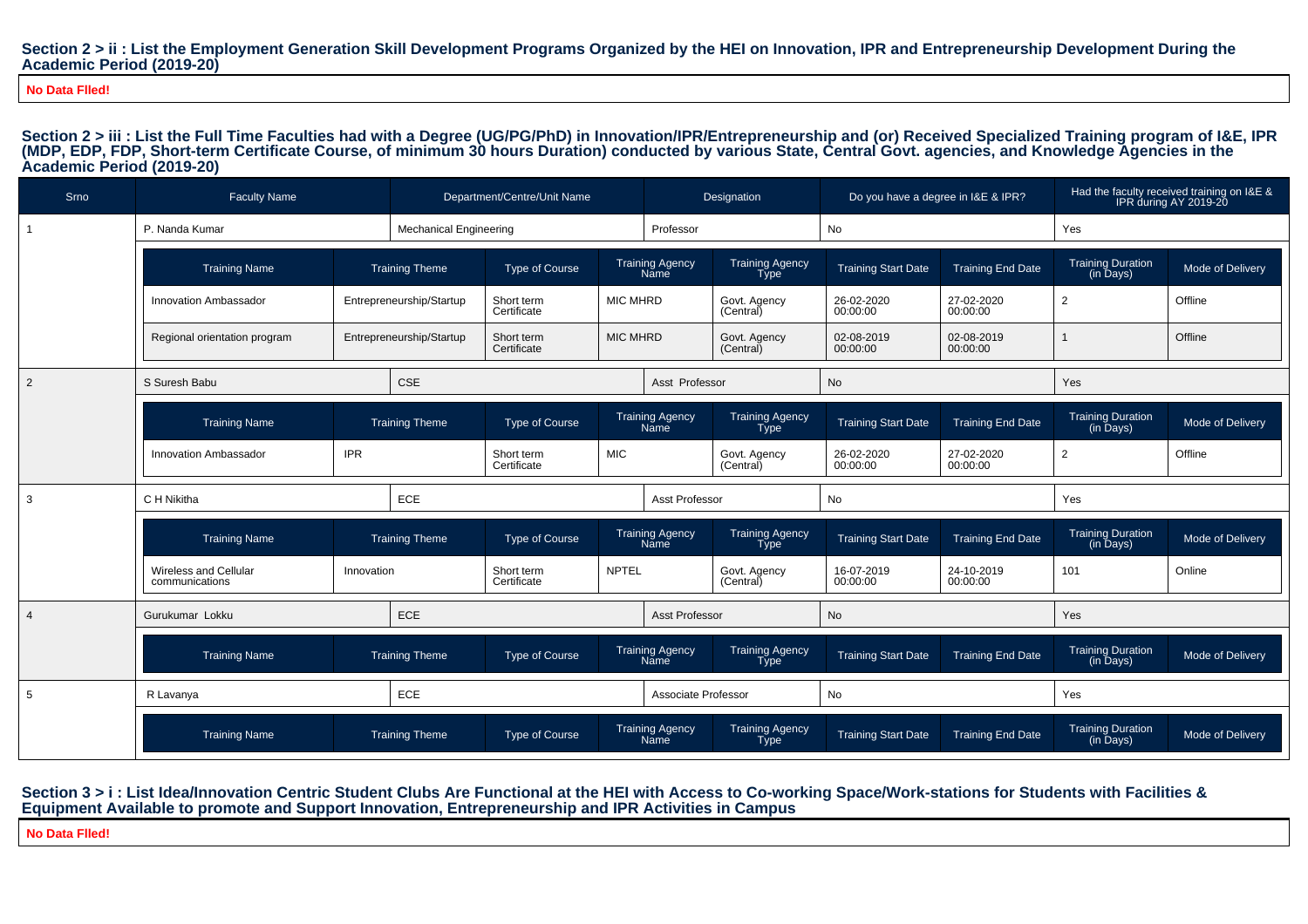## Section 2 > ii : List the Employment Generation Skill Development Programs Organized by the HEI on Innovation, IPR and Entrepreneurship Development During the Academic Period (2019-20)

**No Data Flled!**

## Section 2 > iii : List the Full Time Faculties had with a Degree (UG/PG/PhD) in Innovation/IPR/Entrepreneurship and (or) Received Specialized Training program of I&E, IPR (MDP, EDP, FDP, Short-term Certificate Course, of minimum 30 hours Duration) conducted by various State, Central Govt. agencies, and Knowledge Agencies in the Academic Period (2019-20)

| Srno | Faculty Name | Department/Centre/Unit Name | Designation | Do you have a degree in I&E & IPR? | Had the faculty received training on I&E & IPR during AY 2019-20 |
|---|---|---|---|---|---|
| 1 | P. Nanda Kumar | Mechanical Engineering | Professor | No | Yes |

| Training Name | Training Theme | Type of Course | Training Agency Name | Training Agency Type | Training Start Date | Training End Date | Training Duration (in Days) | Mode of Delivery |
|---|---|---|---|---|---|---|---|---|
| Innovation Ambassador | Entrepreneurship/Startup | Short term Certificate | MIC MHRD | Govt. Agency (Central) | 26-02-2020 00:00:00 | 27-02-2020 00:00:00 | 2 | Offline |
| Regional orientation program | Entrepreneurship/Startup | Short term Certificate | MIC MHRD | Govt. Agency (Central) | 02-08-2019 00:00:00 | 02-08-2019 00:00:00 | 1 | Offline |

| Srno | Faculty Name | Department/Centre/Unit Name | Designation | Do you have a degree in I&E & IPR? | Had the faculty received training on I&E & IPR during AY 2019-20 |
|---|---|---|---|---|---|
| 2 | S Suresh Babu | CSE | Asst Professor | No | Yes |

| Training Name | Training Theme | Type of Course | Training Agency Name | Training Agency Type | Training Start Date | Training End Date | Training Duration (in Days) | Mode of Delivery |
|---|---|---|---|---|---|---|---|---|
| Innovation Ambassador | IPR | Short term Certificate | MIC | Govt. Agency (Central) | 26-02-2020 00:00:00 | 27-02-2020 00:00:00 | 2 | Offline |

| Srno | Faculty Name | Department/Centre/Unit Name | Designation | Do you have a degree in I&E & IPR? | Had the faculty received training on I&E & IPR during AY 2019-20 |
|---|---|---|---|---|---|
| 3 | C H Nikitha | ECE | Asst Professor | No | Yes |

| Training Name | Training Theme | Type of Course | Training Agency Name | Training Agency Type | Training Start Date | Training End Date | Training Duration (in Days) | Mode of Delivery |
|---|---|---|---|---|---|---|---|---|
| Wireless and Cellular communications | Innovation | Short term Certificate | NPTEL | Govt. Agency (Central) | 16-07-2019 00:00:00 | 24-10-2019 00:00:00 | 101 | Online |

| Srno | Faculty Name | Department/Centre/Unit Name | Designation | Do you have a degree in I&E & IPR? | Had the faculty received training on I&E & IPR during AY 2019-20 |
|---|---|---|---|---|---|
| 4 | Gurukumar Lokku | ECE | Asst Professor | No | Yes |

| Training Name | Training Theme | Type of Course | Training Agency Name | Training Agency Type | Training Start Date | Training End Date | Training Duration (in Days) | Mode of Delivery |
|---|---|---|---|---|---|---|---|---|

| Srno | Faculty Name | Department/Centre/Unit Name | Designation | Do you have a degree in I&E & IPR? | Had the faculty received training on I&E & IPR during AY 2019-20 |
|---|---|---|---|---|---|
| 5 | R Lavanya | ECE | Associate Professor | No | Yes |

| Training Name | Training Theme | Type of Course | Training Agency Name | Training Agency Type | Training Start Date | Training End Date | Training Duration (in Days) | Mode of Delivery |
|---|---|---|---|---|---|---|---|---|

## Section 3 > i : List Idea/Innovation Centric Student Clubs Are Functional at the HEI with Access to Co-working Space/Work-stations for Students with Facilities & Equipment Available to promote and Support Innovation, Entrepreneurship and IPR Activities in Campus

**No Data Flled!**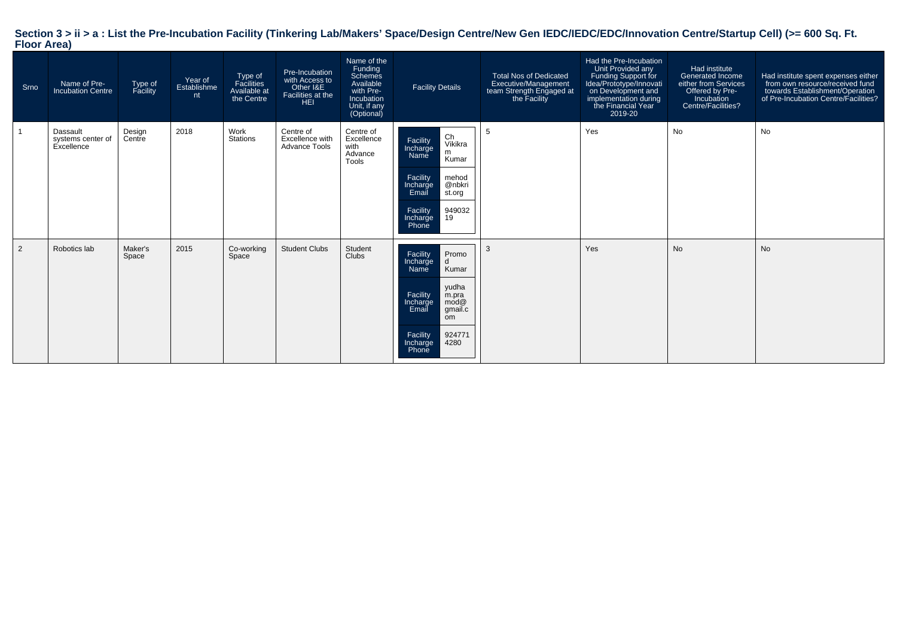## Section 3 > ii > a : List the Pre-Incubation Facility (Tinkering Lab/Makers' Space/Design Centre/New Gen IEDC/IEDC/EDC/Innovation Centre/Startup Cell) (>= 600 Sq. Ft. Floor Area)

| Srno | Name of Pre-Incubation Centre | Type of Facility | Year of Establishment | Type of Facilities Available at the Centre | Pre-Incubation with Access to Other I&E Facilities at the HEI | Name of the Funding Schemes Available with Pre-Incubation Unit, if any (Optional) | Facility Details | Total Nos of Dedicated Executive/Management team Strength Engaged at the Facility | Had the Pre-Incubation Unit Provided any Funding Support for Idea/Prototype/Innovation Development and implementation during the Financial Year 2019-20 | Had institute Generated Income either from Services Offered by Pre-Incubation Centre/Facilities? | Had institute spent expenses either from own resource/received fund towards Establishment/Operation of Pre-Incubation Centre/Facilities? |
|---|---|---|---|---|---|---|---|---|---|---|---|
| 1 | Dassault systems center of Excellence | Design Centre | 2018 | Work Stations | Centre of Excellence with Advance Tools | Centre of Excellence with Advance Tools | Facility Incharge Name: Ch Vikikram Kumar<br>Facility Incharge Email: mehod@nbkrist.org<br>Facility Incharge Phone: 94903219 | 5 | Yes | No | No |
| 2 | Robotics lab | Maker's Space | 2015 | Co-working Space | Student Clubs | Student Clubs | Facility Incharge Name: Promod Kumar<br>Facility Incharge Email: yudham.pramod@gmail.com<br>Facility Incharge Phone: 9247714280 | 3 | Yes | No | No |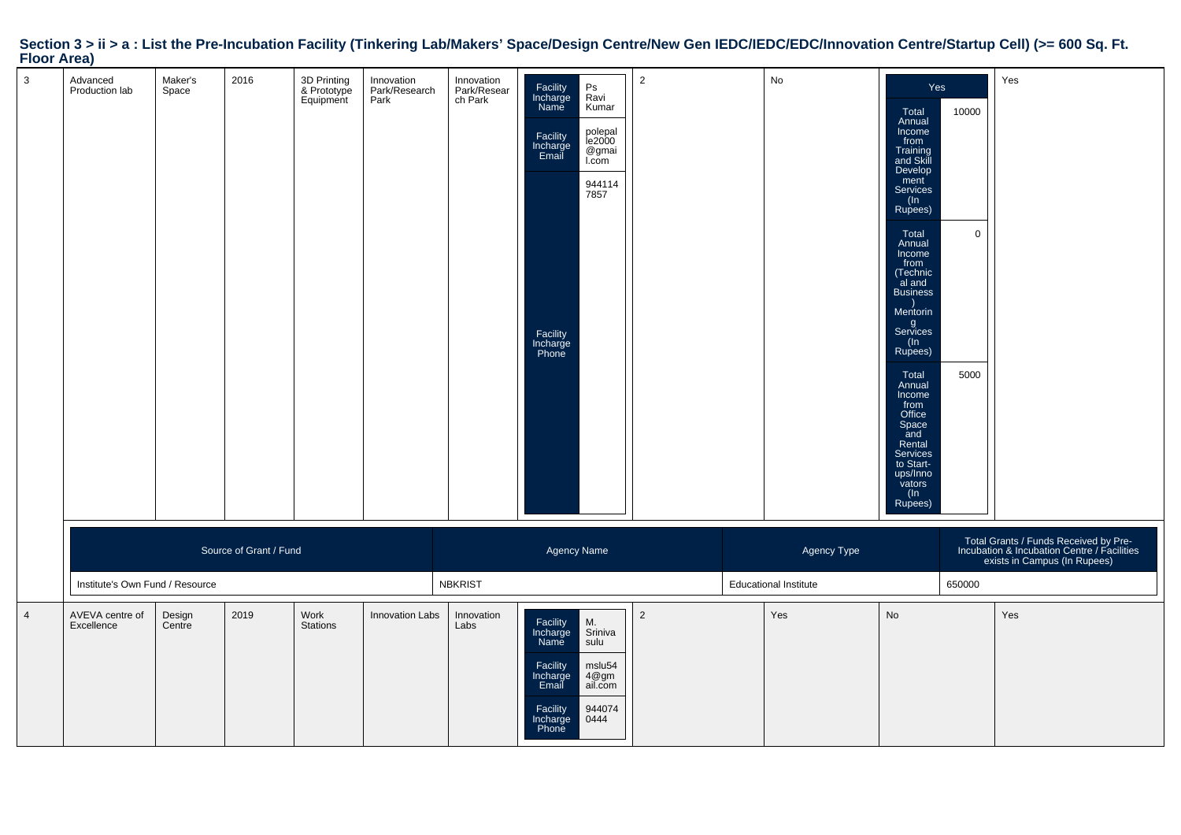## Section 3 > ii > a : List the Pre-Incubation Facility (Tinkering Lab/Makers' Space/Design Centre/New Gen IEDC/IEDC/EDC/Innovation Centre/Startup Cell) (>= 600 Sq. Ft. Floor Area)

| | | | | | | | | | | | |
|---|---|---|---|---|---|---|---|---|---|---|---|
| 3 | Advanced Production lab | Maker's Space | 2016 | 3D Printing & Prototype Equipment | Innovation Park/Research Park | Innovation Park/Research Park | Facility Incharge Name: Ps Ravi Kumar<br>Facility Incharge Email: polepalle2000@gmail.com<br>Facility Incharge Phone: 9441147857 | 2 | No | Yes<br>Total Annual Income from Training and Skill Development Services (In Rupees): 10000<br>Total Annual Income from (Technical and Business) Mentoring Services (In Rupees): 0<br>Total Annual Income from Office Space and Rental Services to Start-ups/Innovators (In Rupees): 5000 | Yes |

| Source of Grant / Fund | Agency Name | Agency Type | Total Grants / Funds Received by Pre-Incubation & Incubation Centre / Facilities exists in Campus (In Rupees) |
|---|---|---|---|
| Institute's Own Fund / Resource | NBKRIST | Educational Institute | 650000 |

| | | | | | | | | | | | |
|---|---|---|---|---|---|---|---|---|---|---|---|
| 4 | AVEVA centre of Excellence | Design Centre | 2019 | Work Stations | Innovation Labs | Innovation Labs | Facility Incharge Name: M. Srinivasulu<br>Facility Incharge Email: mslu544@gmail.com<br>Facility Incharge Phone: 9440740444 | 2 | Yes | No | Yes |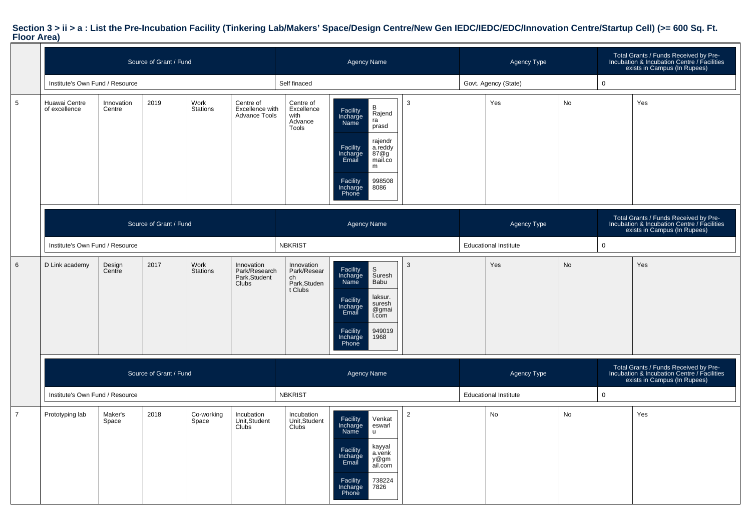## Section 3 > ii > a : List the Pre-Incubation Facility (Tinkering Lab/Makers' Space/Design Centre/New Gen IEDC/IEDC/EDC/Innovation Centre/Startup Cell) (>= 600 Sq. Ft. Floor Area)

| Source of Grant / Fund | Agency Name | Agency Type | Total Grants / Funds Received by Pre-Incubation & Incubation Centre / Facilities exists in Campus (In Rupees) |
|---|---|---|---|
| Institute's Own Fund / Resource | Self finaced | Govt. Agency (State) | 0 |

| 5 | Huawai Centre of excellence | Innovation Centre | 2019 | Work Stations | Centre of Excellence with Advance Tools | Centre of Excellence with Advance Tools | Facility Incharge Name: B Rajendra prasd; Facility Incharge Email: rajendra.reddy87@gmail.com; Facility Incharge Phone: 9985088086 | 3 | Yes | No | Yes |
|---|---|---|---|---|---|---|---|---|---|---|---|

| Source of Grant / Fund | Agency Name | Agency Type | Total Grants / Funds Received by Pre-Incubation & Incubation Centre / Facilities exists in Campus (In Rupees) |
|---|---|---|---|
| Institute's Own Fund / Resource | NBKRIST | Educational Institute | 0 |

| 6 | D Link academy | Design Centre | 2017 | Work Stations | Innovation Park/Research Park,Student Clubs | Innovation Park/Research Park,Student Clubs | Facility Incharge Name: S Suresh Babu; Facility Incharge Email: laksur.suresh@gmail.com; Facility Incharge Phone: 9490191968 | 3 | Yes | No | Yes |
|---|---|---|---|---|---|---|---|---|---|---|---|

| Source of Grant / Fund | Agency Name | Agency Type | Total Grants / Funds Received by Pre-Incubation & Incubation Centre / Facilities exists in Campus (In Rupees) |
|---|---|---|---|
| Institute's Own Fund / Resource | NBKRIST | Educational Institute | 0 |

| 7 | Prototyping lab | Maker's Space | 2018 | Co-working Space | Incubation Unit,Student Clubs | Incubation Unit,Student Clubs | Facility Incharge Name: Venkateswarlu; Facility Incharge Email: kayyala.venky@gmail.com; Facility Incharge Phone: 7382247826 | 2 | No | No | Yes |
|---|---|---|---|---|---|---|---|---|---|---|---|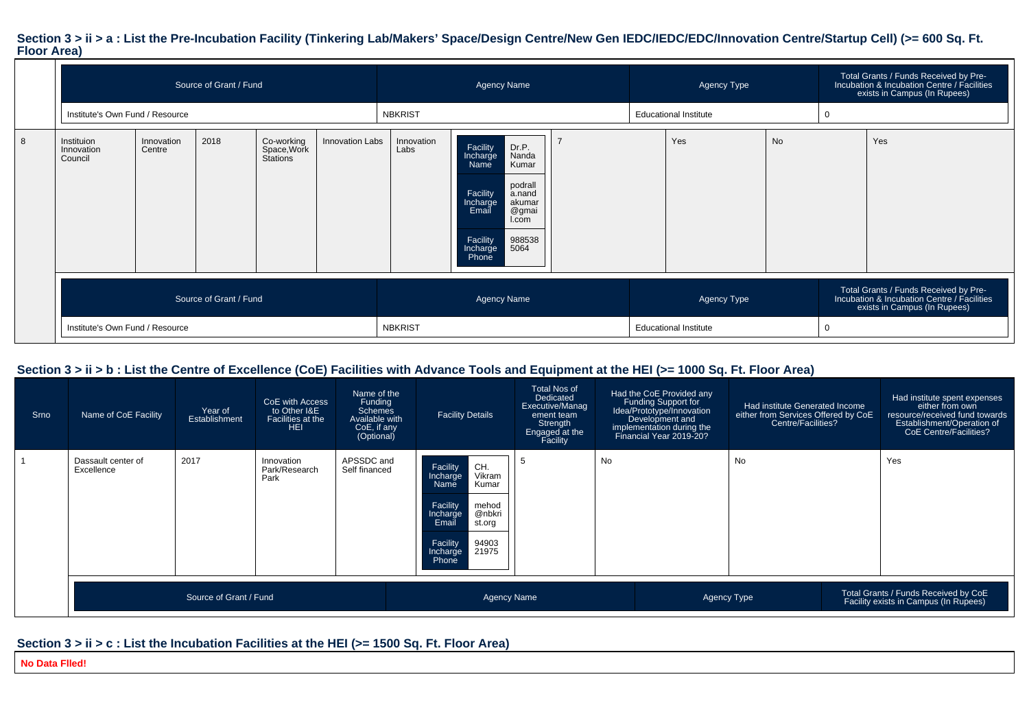## Section 3 > ii > a : List the Pre-Incubation Facility (Tinkering Lab/Makers' Space/Design Centre/New Gen IEDC/IEDC/EDC/Innovation Centre/Startup Cell) (>= 600 Sq. Ft. Floor Area)

| Source of Grant / Fund | Agency Name | Agency Type | Total Grants / Funds Received by Pre-Incubation & Incubation Centre / Facilities exists in Campus (In Rupees) |
|---|---|---|---|
| Institute's Own Fund / Resource | NBKRIST | Educational Institute | 0 |

| | | | | | | | | | | |
|---|---|---|---|---|---|---|---|---|---|---|
| 8 | Instituion Innovation Council | Innovation Centre | 2018 | Co-working Space,Work Stations | Innovation Labs | Innovation Labs | Facility Incharge Name: Dr.P. Nanda Kumar<br>Facility Incharge Email: podralla.nandakumar@gmail.com<br>Facility Incharge Phone: 9885385064 | 7 | Yes | No | Yes |

| Source of Grant / Fund | Agency Name | Agency Type | Total Grants / Funds Received by Pre-Incubation & Incubation Centre / Facilities exists in Campus (In Rupees) |
|---|---|---|---|
| Institute's Own Fund / Resource | NBKRIST | Educational Institute | 0 |

## Section 3 > ii > b : List the Centre of Excellence (CoE) Facilities with Advance Tools and Equipment at the HEI (>= 1000 Sq. Ft. Floor Area)

| Srno | Name of CoE Facility | Year of Establishment | CoE with Access to Other I&E Facilities at the HEI | Name of the Funding Schemes Available with CoE, if any (Optional) | Facility Details | Total Nos of Dedicated Executive/Management team Strength Engaged at the Facility | Had the CoE Provided any Funding Support for Idea/Prototype/Innovation Development and implementation during the Financial Year 2019-20? | Had institute Generated Income either from Services Offered by CoE Centre/Facilities? | Had institute spent expenses either from own resource/received fund towards Establishment/Operation of CoE Centre/Facilities? |
|---|---|---|---|---|---|---|---|---|---|
| 1 | Dassault center of Excellence | 2017 | Innovation Park/Research Park | APSSDC and Self financed | Facility Incharge Name: CH. Vikram Kumar<br>Facility Incharge Email: mehod@nbkrist.org<br>Facility Incharge Phone: 9490321975 | 5 | No | No | Yes |

| Source of Grant / Fund | Agency Name | Agency Type | Total Grants / Funds Received by CoE Facility exists in Campus (In Rupees) |
|---|---|---|---|

## Section 3 > ii > c : List the Incubation Facilities at the HEI (>= 1500 Sq. Ft. Floor Area)

**No Data Flled!**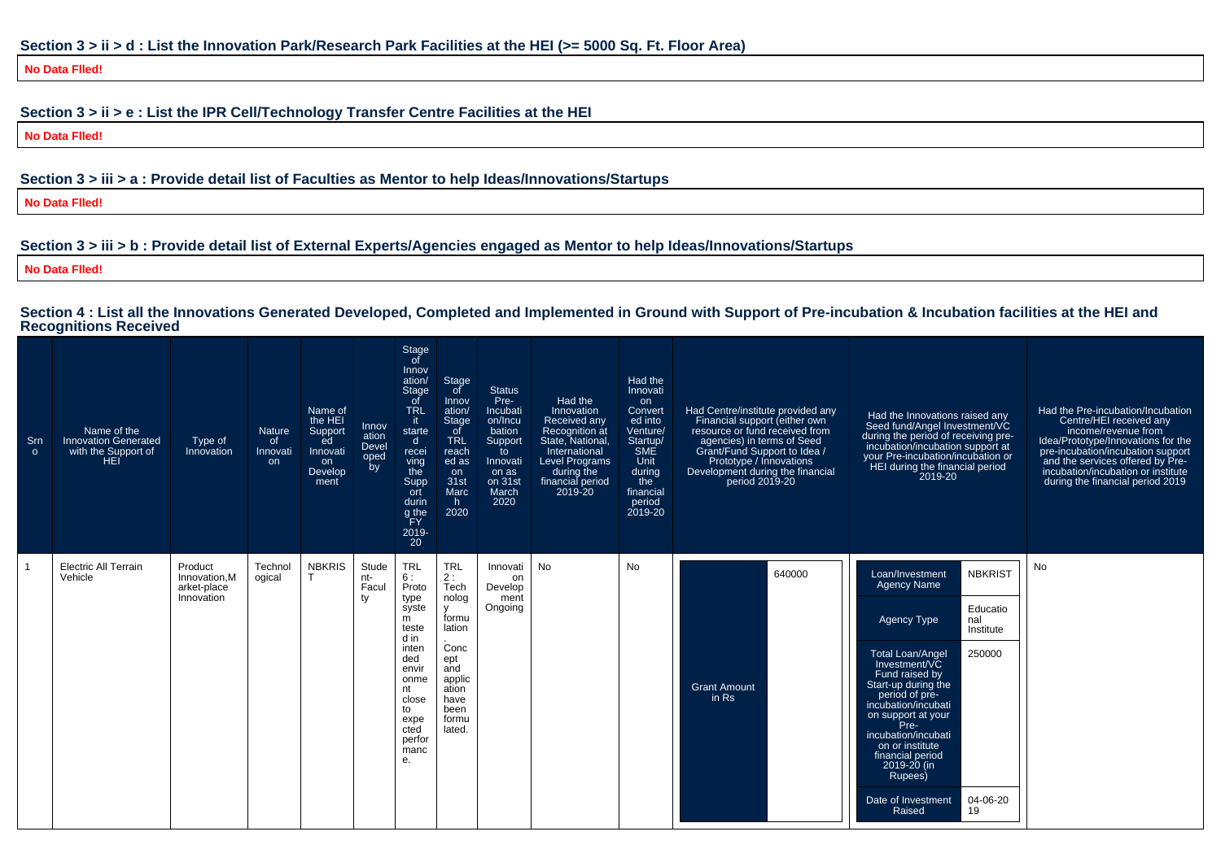### Section 3 > ii > d : List the Innovation Park/Research Park Facilities at the HEI (>= 5000 Sq. Ft. Floor Area)

**No Data Flled!**

### Section 3 > ii > e : List the IPR Cell/Technology Transfer Centre Facilities at the HEI

**No Data Flled!**

### Section 3 > iii > a : Provide detail list of Faculties as Mentor to help Ideas/Innovations/Startups

**No Data Flled!**

### Section 3 > iii > b : Provide detail list of External Experts/Agencies engaged as Mentor to help Ideas/Innovations/Startups

**No Data Flled!**

### Section 4 : List all the Innovations Generated Developed, Completed and Implemented in Ground with Support of Pre-incubation & Incubation facilities at the HEI and Recognitions Received

| Srno | Name of the Innovation Generated with the Support of HEI | Type of Innovation | Nature of Innovation | Name of the HEI Supported Innovation Development | Innovation Developed by | Stage of Innovation/ Stage of TRL it started receiving the Support during the FY 2019-20 | Stage of Innovation/ Stage of TRL reached as on 31st March 2020 | Status Pre-Incubation/Incubation Support to Innovation as on 31st March 2020 | Had the Innovation Received any Recognition at State, National, International Level Programs during the financial period 2019-20 | Had the Innovation Converted into Venture/ Startup/ SME Unit during the financial period 2019-20 | Had Centre/institute provided any Financial support (either own resource or fund received from agencies) in terms of Seed Grant/Fund Support to Idea / Prototype / Innovations Development during the financial period 2019-20 | Had the Innovations raised any Seed fund/Angel Investment/VC during the period of receiving pre-incubation/incubation support at your Pre-incubation/incubation or HEI during the financial period 2019-20 | Had the Pre-incubation/Incubation Centre/HEI received any income/revenue from Idea/Prototype/Innovations for the pre-incubation/incubation support and the services offered by Pre-incubation/incubation or institute during the financial period 2019 |
|---|---|---|---|---|---|---|---|---|---|---|---|---|---|
| 1 | Electric All Terrain Vehicle | Product Innovation,Market-place Innovation | Technological | NBKRIST | Student-Faculty | TRL 6 : Prototype system tested in intended environment close to expected performance. | TRL 2 : Technology formulation. Concept and application have been formulated. | Innovation Development Ongoing | No | No | Grant Amount in Rs: 640000 | Loan/Investment Agency Name: NBKRIST; Agency Type: Educational Institute; Total Loan/Angel Investment/VC Fund raised by Start-up during the period of pre-incubation/incubation support at your Pre-incubation/incubation or institute financial period 2019-20 (in Rupees): 250000; Date of Investment Raised: 04-06-2019 | No |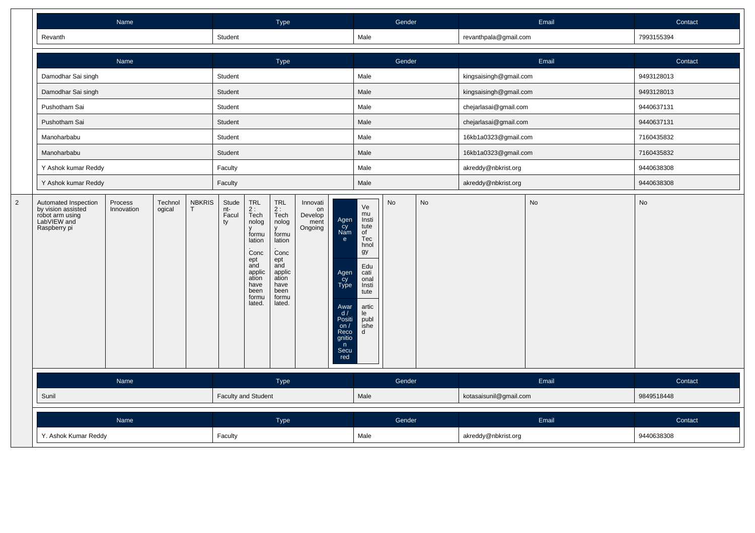| Name | Type | Gender | Email | Contact |
|---|---|---|---|---|
| Revanth | Student | Male | revanthpala@gmail.com | 7993155394 |

| Name | Type | Gender | Email | Contact |
|---|---|---|---|---|
| Damodhar Sai singh | Student | Male | kingsaisingh@gmail.com | 9493128013 |
| Damodhar Sai singh | Student | Male | kingsaisingh@gmail.com | 9493128013 |
| Pushotham Sai | Student | Male | chejarlasai@gmail.com | 9440637131 |
| Pushotham Sai | Student | Male | chejarlasai@gmail.com | 9440637131 |
| Manoharbabu | Student | Male | 16kb1a0323@gmail.com | 7160435832 |
| Manoharbabu | Student | Male | 16kb1a0323@gmail.com | 7160435832 |
| Y Ashok kumar Reddy | Faculty | Male | akreddy@nbkrist.org | 9440638308 |
| Y Ashok kumar Reddy | Faculty | Male | akreddy@nbkrist.org | 9440638308 |

| | | | | | | | | | | | | | |
|---|---|---|---|---|---|---|---|---|---|---|---|---|---|
| 2 | Automated Inspection by vision assisted robot arm using LabVIEW and Raspberry pi | Process Innovation | Technological | NBKRIST | Student-Faculty | TRL 2 : Technology formulation. Concept and application have been formulated. | TRL 2 : Technology formulation. Concept and application have been formulated. | Innovation Development Ongoing | Agency Name: Vemu Institute of Technology; Agency Type: Educational Institute; Award / Position / Recognition Secured: article published | No | No | No | No |

| Name | Type | Gender | Email | Contact |
|---|---|---|---|---|
| Sunil | Faculty and Student | Male | kotasaisunil@gmail.com | 9849518448 |

| Name | Type | Gender | Email | Contact |
|---|---|---|---|---|
| Y. Ashok Kumar Reddy | Faculty | Male | akreddy@nbkrist.org | 9440638308 |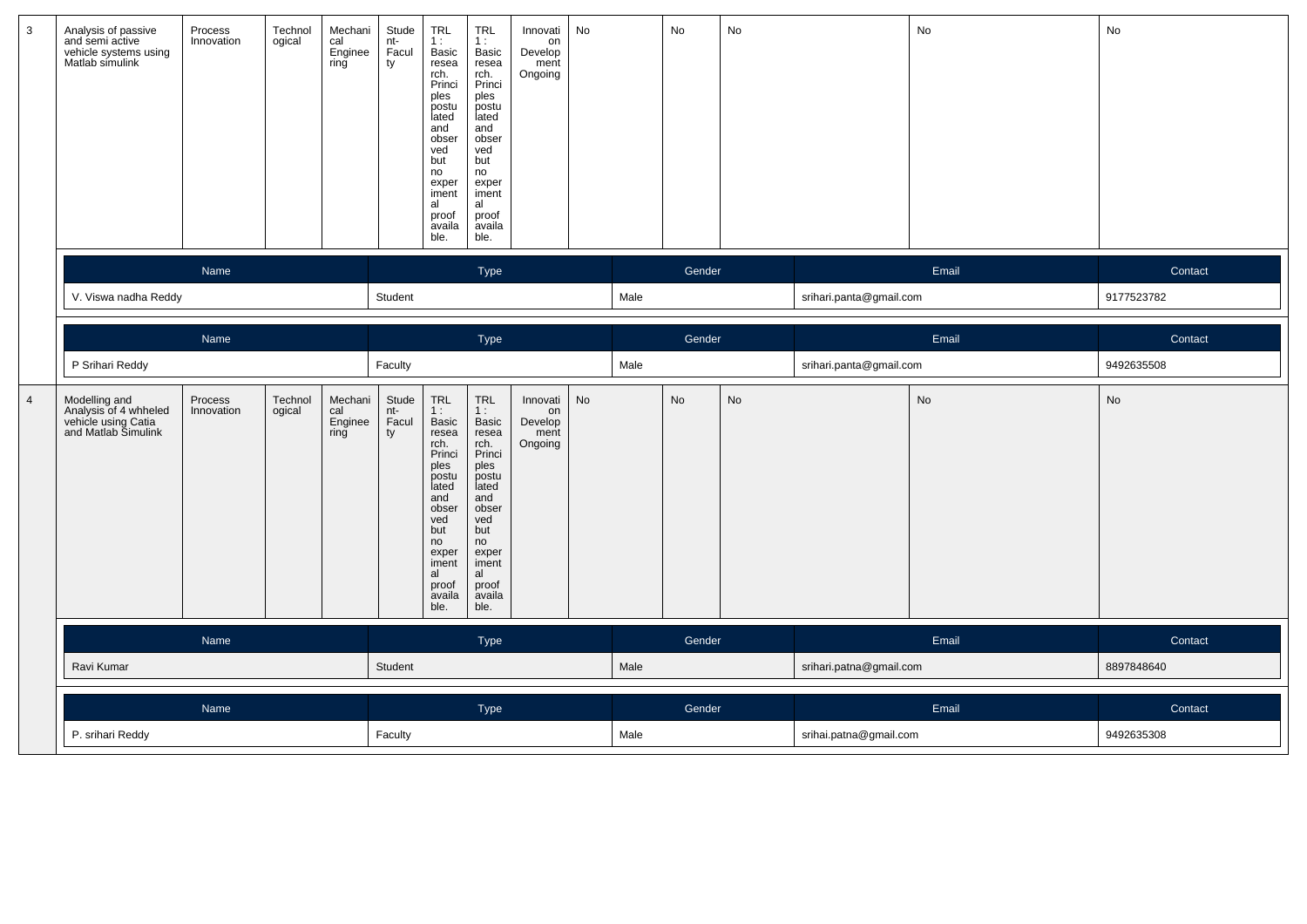| 3 | Analysis of passive and semi active vehicle systems using Matlab simulink | Process Innovation | Technological | Mechanical Engineering | Student-Faculty | TRL 1 : Basic research. Principles postulated and observed but no experimental proof available. | TRL 1 : Basic research. Principles postulated and observed but no experimental proof available. | Innovation Development Ongoing | No | No | No | No | No |
|---|---|---|---|---|---|---|---|---|---|---|---|---|---|

| Name | Type | Gender | Email | Contact |
|---|---|---|---|---|
| V. Viswa nadha Reddy | Student | Male | srihari.panta@gmail.com | 9177523782 |

| Name | Type | Gender | Email | Contact |
|---|---|---|---|---|
| P Srihari Reddy | Faculty | Male | srihari.panta@gmail.com | 9492635508 |

| 4 | Modelling and Analysis of 4 whheled vehicle using Catia and Matlab Simulink | Process Innovation | Technological | Mechanical Engineering | Student-Faculty | TRL 1 : Basic research. Principles postulated and observed but no experimental proof available. | TRL 1 : Basic research. Principles postulated and observed but no experimental proof available. | Innovation Development Ongoing | No | No | No | No | No |
|---|---|---|---|---|---|---|---|---|---|---|---|---|---|

| Name | Type | Gender | Email | Contact |
|---|---|---|---|---|
| Ravi Kumar | Student | Male | srihari.patna@gmail.com | 8897848640 |

| Name | Type | Gender | Email | Contact |
|---|---|---|---|---|
| P. srihari Reddy | Faculty | Male | srihai.patna@gmail.com | 9492635308 |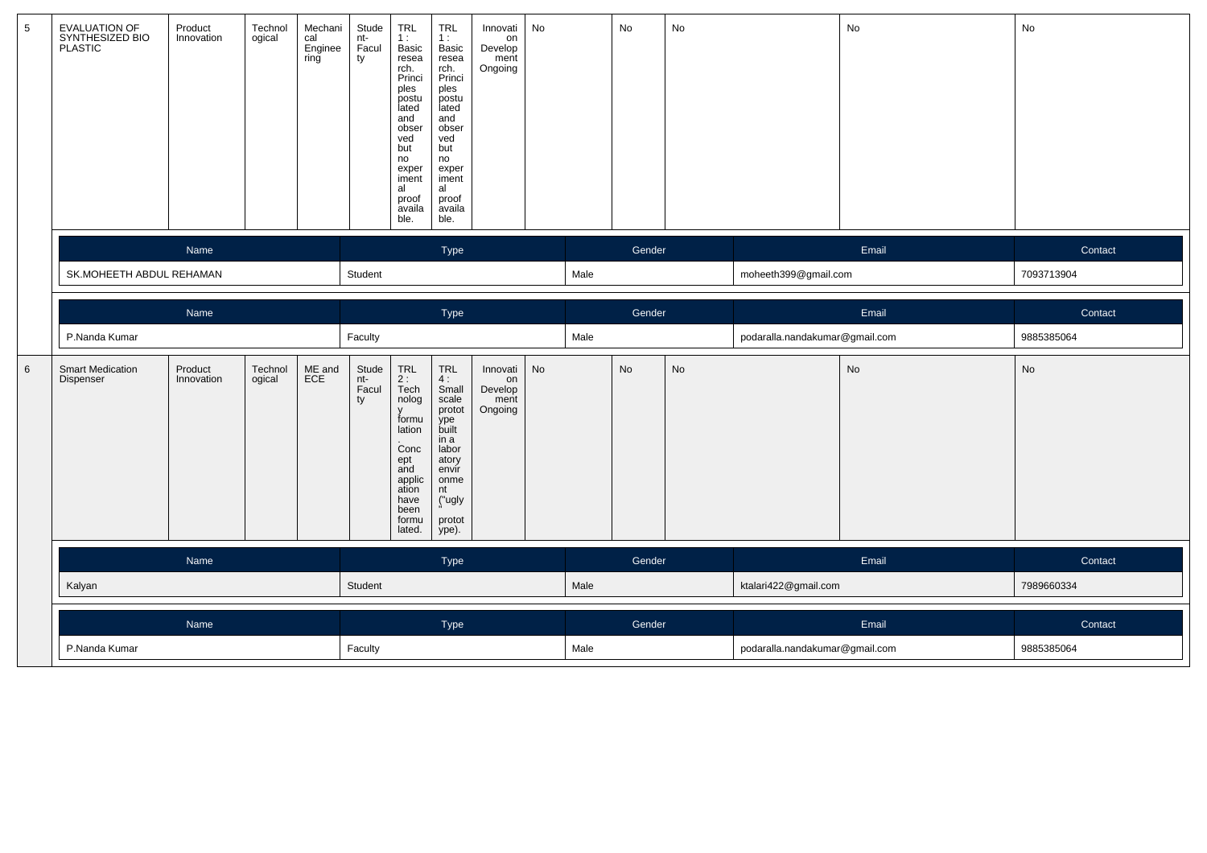| 5 | EVALUATION OF SYNTHESIZED BIO PLASTIC | Product Innovation | Technological | Mechanical Engineering | Student-Faculty | TRL 1 : Basic research. Principles postulated and observed but no experimental proof available. | TRL 1 : Basic research. Principles postulated and observed but no experimental proof available. | Innovation Development Ongoing | No | No | No | No | No |
|---|---|---|---|---|---|---|---|---|---|---|---|---|---|

| Name | Type | Gender | Email | Contact |
|---|---|---|---|---|
| SK.MOHEETH ABDUL REHAMAN | Student | Male | moheeth399@gmail.com | 7093713904 |

| Name | Type | Gender | Email | Contact |
|---|---|---|---|---|
| P.Nanda Kumar | Faculty | Male | podaralla.nandakumar@gmail.com | 9885385064 |

| 6 | Smart Medication Dispenser | Product Innovation | Technological | ME and ECE | Student-Faculty | TRL 2 : Technology formulation. Concept and application have been formulated. | TRL 4 : Small scale prototype built in a laboratory environment ("ugly" prototype). | Innovation Development Ongoing | No | No | No | No | No |
|---|---|---|---|---|---|---|---|---|---|---|---|---|---|

| Name | Type | Gender | Email | Contact |
|---|---|---|---|---|
| Kalyan | Student | Male | ktalari422@gmail.com | 7989660334 |

| Name | Type | Gender | Email | Contact |
|---|---|---|---|---|
| P.Nanda Kumar | Faculty | Male | podaralla.nandakumar@gmail.com | 9885385064 |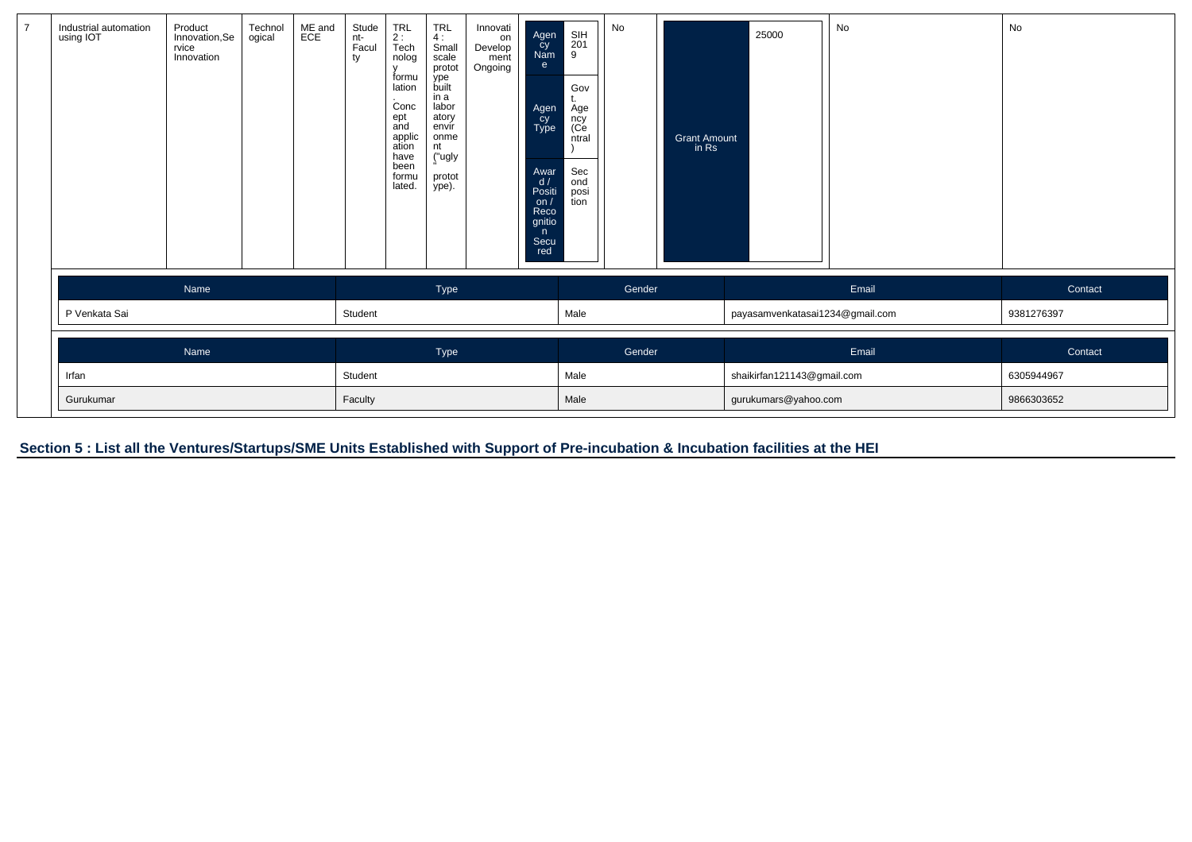| 7 | Industrial automation using IOT | Product Innovation,Service Innovation | Technological | ME and ECE | Student-Faculty | TRL 2 : Technology formulation. Concept and application have been formulated. | TRL 4 : Small scale prototype built in a laboratory environment ("ugly" prototype). | Innovation Development Ongoing | Agency Name: SIH 2019; Agency Type: Govt. Agency (Central); Award / Position / Recognition Secured: Second position | No | Grant Amount in Rs: 25000 | No | No |
|---|---|---|---|---|---|---|---|---|---|---|---|---|---|

| Name | Type | Gender | Email | Contact |
|---|---|---|---|---|
| P Venkata Sai | Student | Male | payasamvenkatasai1234@gmail.com | 9381276397 |

| Name | Type | Gender | Email | Contact |
|---|---|---|---|---|
| Irfan | Student | Male | shaikirfan121143@gmail.com | 6305944967 |
| Gurukumar | Faculty | Male | gurukumars@yahoo.com | 9866303652 |

## Section 5 : List all the Ventures/Startups/SME Units Established with Support of Pre-incubation & Incubation facilities at the HEI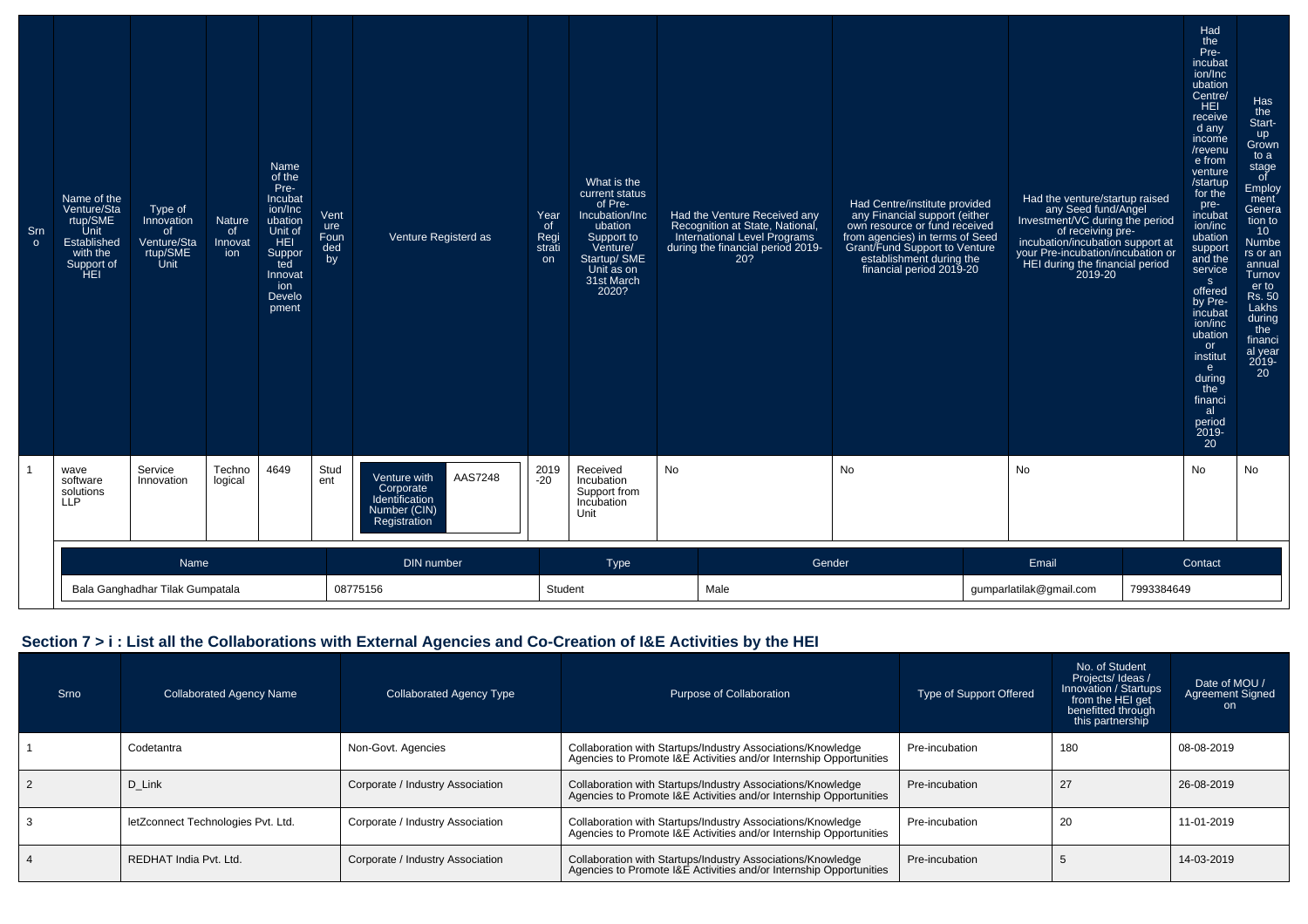| Srno | Name of the Venture/Startup/SME Unit Established with the Support of HEI | Type of Innovation of Venture/Startup/SME Unit | Nature of Innovation | Name of the Pre-Incubation/Incubation Unit of HEI Supported Innovation Development | Venture Founded by | Venture Registerd as | | Year of Registration | What is the current status of Pre-Incubation/Incubation Support to Venture/ Startup/ SME Unit as on 31st March 2020? | Had the Venture Received any Recognition at State, National, International Level Programs during the financial period 2019-20? | Had Centre/institute provided any Financial support (either own resource or fund received from agencies) in terms of Seed Grant/Fund Support to Venture establishment during the financial period 2019-20 | Had the venture/startup raised any Seed fund/Angel Investment/VC during the period of receiving pre-incubation/incubation support at your Pre-incubation/incubation or HEI during the financial period 2019-20 | Had the Pre-incubation/Incubation Centre/ HEI received any income /revenue from venture /startup for the pre-incubation/incubation support and the services offered by Pre-incubation/incubation or institute during the financial period 2019-20 | Has the Start-up Grown to a stage of Employment Generation to 10 Numbers or an annual Turnover to Rs. 50 Lakhs during the financial year 2019-20 |
|---|---|---|---|---|---|---|---|---|---|---|---|---|---|---|
| 1 | wave software solutions LLP | Service Innovation | Technological | 4649 | Student | Venture with Corporate Identification Number (CIN) Registration | AAS7248 | 2019-20 | Received Incubation Support from Incubation Unit | No | No | No | No | No |

| Name | DIN number | Type | Gender | Email | Contact |
|---|---|---|---|---|---|
| Bala Ganghadhar Tilak Gumpatala | 08775156 | Student | Male | gumparlatilak@gmail.com | 7993384649 |

## Section 7 > i : List all the Collaborations with External Agencies and Co-Creation of I&E Activities by the HEI

| Srno | Collaborated Agency Name | Collaborated Agency Type | Purpose of Collaboration | Type of Support Offered | No. of Student Projects/ Ideas / Innovation / Startups from the HEI get benefitted through this partnership | Date of MOU / Agreement Signed on |
|---|---|---|---|---|---|---|
| 1 | Codetantra | Non-Govt. Agencies | Collaboration with Startups/Industry Associations/Knowledge Agencies to Promote I&E Activities and/or Internship Opportunities | Pre-incubation | 180 | 08-08-2019 |
| 2 | D_Link | Corporate / Industry Association | Collaboration with Startups/Industry Associations/Knowledge Agencies to Promote I&E Activities and/or Internship Opportunities | Pre-incubation | 27 | 26-08-2019 |
| 3 | letZconnect Technologies Pvt. Ltd. | Corporate / Industry Association | Collaboration with Startups/Industry Associations/Knowledge Agencies to Promote I&E Activities and/or Internship Opportunities | Pre-incubation | 20 | 11-01-2019 |
| 4 | REDHAT India Pvt. Ltd. | Corporate / Industry Association | Collaboration with Startups/Industry Associations/Knowledge Agencies to Promote I&E Activities and/or Internship Opportunities | Pre-incubation | 5 | 14-03-2019 |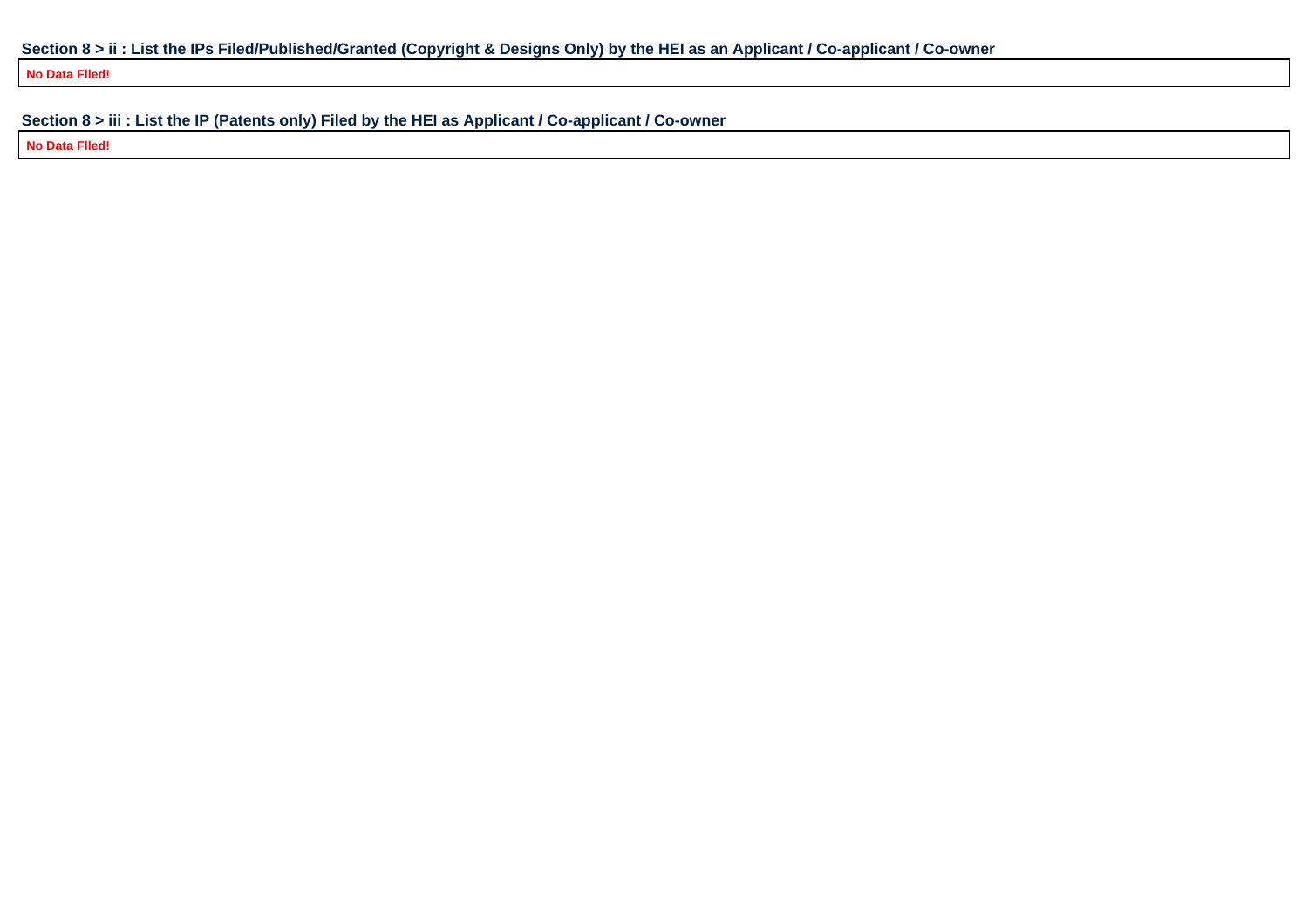### Section 8 > ii : List the IPs Filed/Published/Granted (Copyright & Designs Only) by the HEI as an Applicant / Co-applicant / Co-owner

**No Data FIled!**

### Section 8 > iii : List the IP (Patents only) Filed by the HEI as Applicant / Co-applicant / Co-owner

**No Data FIled!**